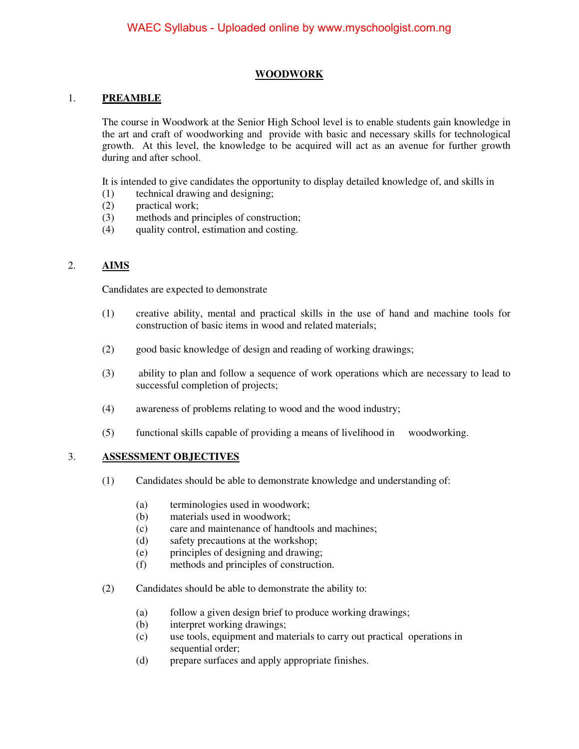# WOODWORK

## 1. PREAMBLE

The course in Woodwork at the Senior High School level is to enable students gain knowledge in the art and craft of woodworking and provide with basic and necessary skills for technological growth. At this level, the knowledge to be acquired will act as an avenue for further growth during and after school.

It is intended to give candidates the opportunity to display detailed knowledge of, and skills in

(1) technical drawing and designing;
(2) practical work;
(3) methods and principles of construction;
(4) quality control, estimation and costing.

## 2. AIMS

Candidates are expected to demonstrate

(1) creative ability, mental and practical skills in the use of hand and machine tools for construction of basic items in wood and related materials;

(2) good basic knowledge of design and reading of working drawings;

(3) ability to plan and follow a sequence of work operations which are necessary to lead to successful completion of projects;

(4) awareness of problems relating to wood and the wood industry;

(5) functional skills capable of providing a means of livelihood in woodworking.

## 3. ASSESSMENT OBJECTIVES

(1) Candidates should be able to demonstrate knowledge and understanding of:

- (a) terminologies used in woodwork;
- (b) materials used in woodwork;
- (c) care and maintenance of handtools and machines;
- (d) safety precautions at the workshop;
- (e) principles of designing and drawing;
- (f) methods and principles of construction.

(2) Candidates should be able to demonstrate the ability to:

- (a) follow a given design brief to produce working drawings;
- (b) interpret working drawings;
- (c) use tools, equipment and materials to carry out practical operations in sequential order;
- (d) prepare surfaces and apply appropriate finishes.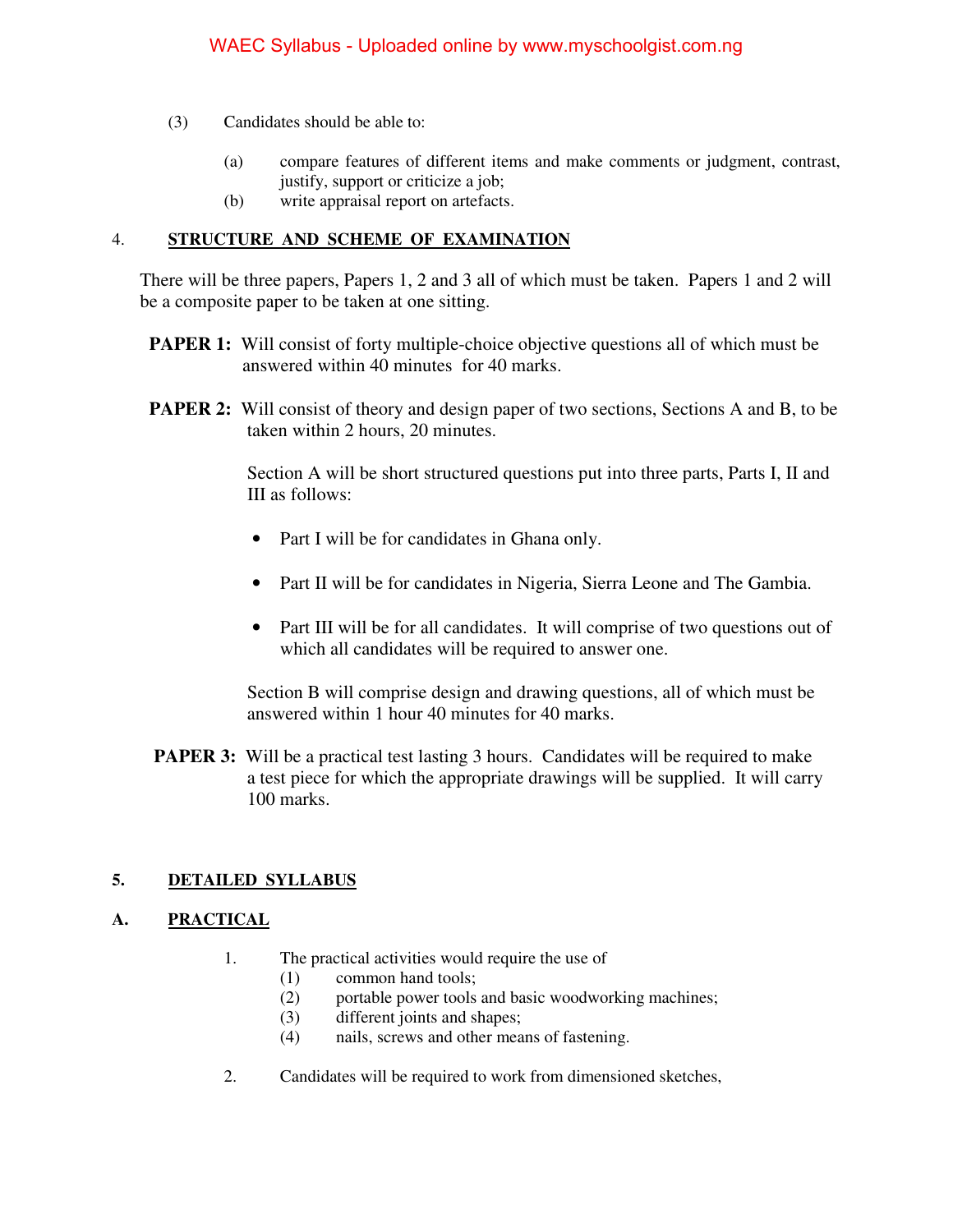(3) Candidates should be able to:

(a) compare features of different items and make comments or judgment, contrast, justify, support or criticize a job;

(b) write appraisal report on artefacts.

## 4. STRUCTURE AND SCHEME OF EXAMINATION

There will be three papers, Papers 1, 2 and 3 all of which must be taken. Papers 1 and 2 will be a composite paper to be taken at one sitting.

**PAPER 1:** Will consist of forty multiple-choice objective questions all of which must be answered within 40 minutes for 40 marks.

**PAPER 2:** Will consist of theory and design paper of two sections, Sections A and B, to be taken within 2 hours, 20 minutes.

Section A will be short structured questions put into three parts, Parts I, II and III as follows:

- Part I will be for candidates in Ghana only.
- Part II will be for candidates in Nigeria, Sierra Leone and The Gambia.
- Part III will be for all candidates. It will comprise of two questions out of which all candidates will be required to answer one.

Section B will comprise design and drawing questions, all of which must be answered within 1 hour 40 minutes for 40 marks.

**PAPER 3:** Will be a practical test lasting 3 hours. Candidates will be required to make a test piece for which the appropriate drawings will be supplied. It will carry 100 marks.

## 5. DETAILED SYLLABUS

## A. PRACTICAL

1. The practical activities would require the use of
   (1) common hand tools;
   (2) portable power tools and basic woodworking machines;
   (3) different joints and shapes;
   (4) nails, screws and other means of fastening.

2. Candidates will be required to work from dimensioned sketches,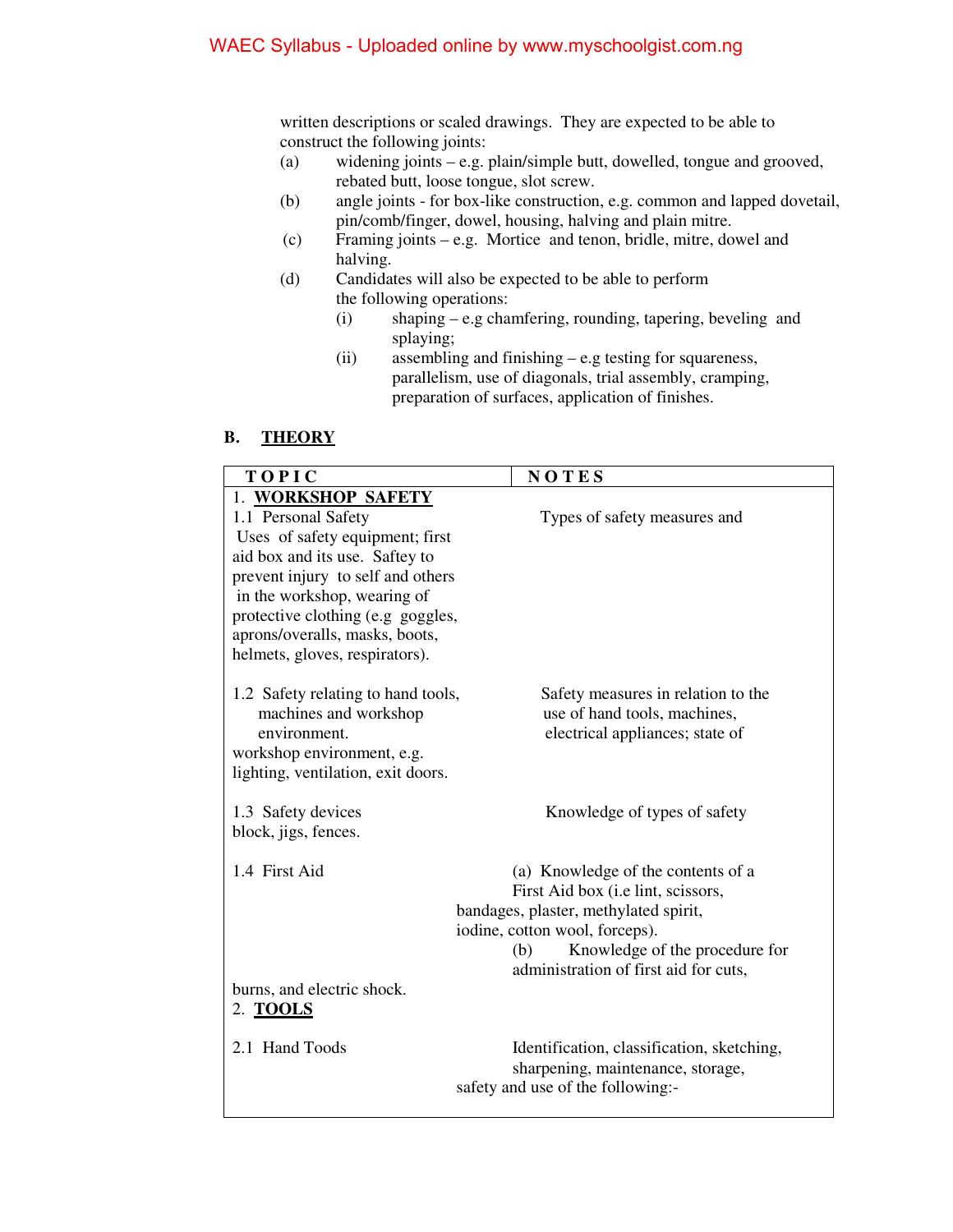written descriptions or scaled drawings. They are expected to be able to construct the following joints:

(a) widening joints – e.g. plain/simple butt, dowelled, tongue and grooved, rebated butt, loose tongue, slot screw.

(b) angle joints - for box-like construction, e.g. common and lapped dovetail, pin/comb/finger, dowel, housing, halving and plain mitre.

(c) Framing joints – e.g. Mortice and tenon, bridle, mitre, dowel and halving.

(d) Candidates will also be expected to be able to perform the following operations:

   (i) shaping – e.g chamfering, rounding, tapering, beveling and splaying;

   (ii) assembling and finishing – e.g testing for squareness, parallelism, use of diagonals, trial assembly, cramping, preparation of surfaces, application of finishes.

## B. THEORY

| TOPIC | NOTES |
|---|---|
| 1. **WORKSHOP SAFETY** | |
| 1.1 Personal Safety | Types of safety measures and |
| Uses of safety equipment; first aid box and its use. Saftey to prevent injury to self and others in the workshop, wearing of protective clothing (e.g goggles, aprons/overalls, masks, boots, helmets, gloves, respirators). | |
| 1.2 Safety relating to hand tools, machines and workshop environment. | Safety measures in relation to the use of hand tools, machines, electrical appliances; state of |
| workshop environment, e.g. lighting, ventilation, exit doors. | |
| 1.3 Safety devices | Knowledge of types of safety |
| block, jigs, fences. | |
| 1.4 First Aid | (a) Knowledge of the contents of a First Aid box (i.e lint, scissors, bandages, plaster, methylated spirit, iodine, cotton wool, forceps). (b) Knowledge of the procedure for administration of first aid for cuts, |
| burns, and electric shock. | |
| 2. **TOOLS** | |
| 2.1 Hand Toods | Identification, classification, sketching, sharpening, maintenance, storage, safety and use of the following:- |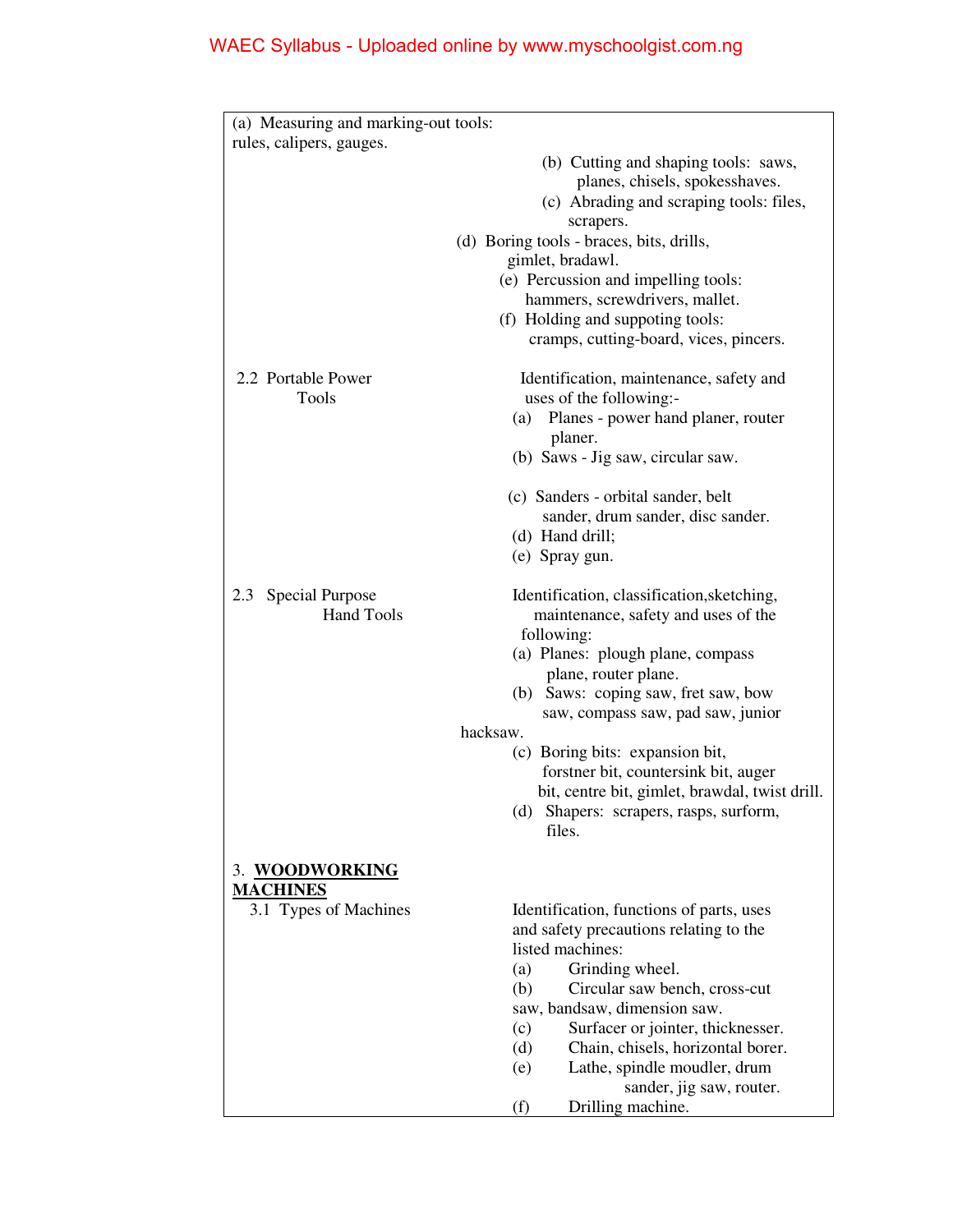| | |
|---|---|
| | (a) Measuring and marking-out tools: rules, calipers, gauges.<br>(b) Cutting and shaping tools: saws, planes, chisels, spokesshaves.<br>(c) Abrading and scraping tools: files, scrapers.<br>(d) Boring tools - braces, bits, drills, gimlet, bradawl.<br>(e) Percussion and impelling tools: hammers, screwdrivers, mallet.<br>(f) Holding and suppoting tools: cramps, cutting-board, vices, pincers. |
| 2.2 Portable Power Tools | Identification, maintenance, safety and uses of the following:-<br>(a) Planes - power hand planer, router planer.<br>(b) Saws - Jig saw, circular saw.<br>(c) Sanders - orbital sander, belt sander, drum sander, disc sander.<br>(d) Hand drill;<br>(e) Spray gun. |
| 2.3 Special Purpose Hand Tools | Identification, classification,sketching, maintenance, safety and uses of the following:<br>(a) Planes: plough plane, compass plane, router plane.<br>(b) Saws: coping saw, fret saw, bow saw, compass saw, pad saw, junior hacksaw.<br>(c) Boring bits: expansion bit, forstner bit, countersink bit, auger bit, centre bit, gimlet, brawdal, twist drill.<br>(d) Shapers: scrapers, rasps, surform, files. |
| 3. **WOODWORKING MACHINES** | |
| 3.1 Types of Machines | Identification, functions of parts, uses and safety precautions relating to the listed machines:<br>(a) Grinding wheel.<br>(b) Circular saw bench, cross-cut saw, bandsaw, dimension saw.<br>(c) Surfacer or jointer, thicknesser.<br>(d) Chain, chisels, horizontal borer.<br>(e) Lathe, spindle moudler, drum sander, jig saw, router.<br>(f) Drilling machine. |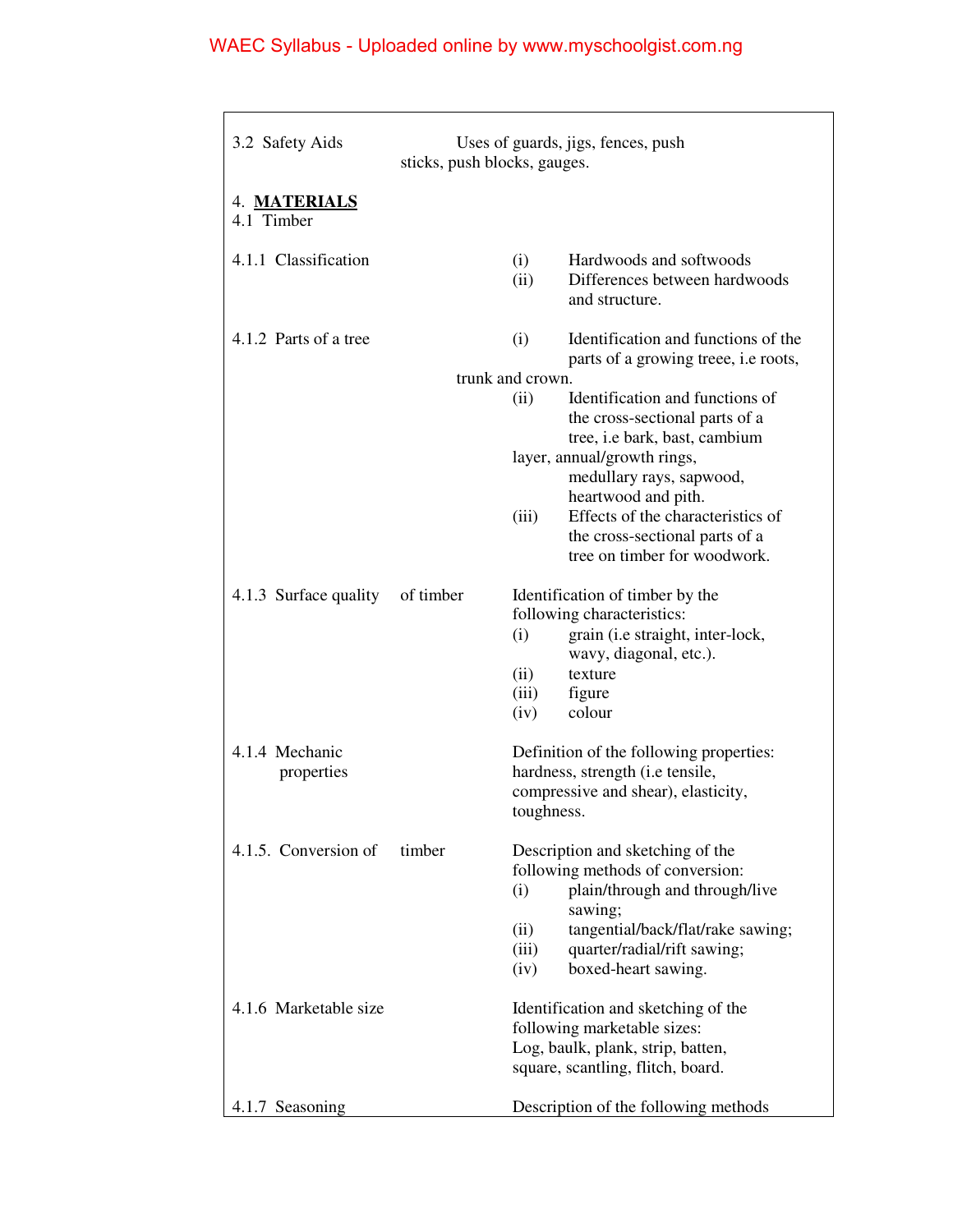| Topic | Content |
|---|---|
| 3.2 Safety Aids | Uses of guards, jigs, fences, push sticks, push blocks, gauges. |
| 4. **MATERIALS** | |
| 4.1 Timber | |
| 4.1.1 Classification | (i) Hardwoods and softwoods<br>(ii) Differences between hardwoods and structure. |
| 4.1.2 Parts of a tree | (i) Identification and functions of the parts of a growing treee, i.e roots, trunk and crown.<br>(ii) Identification and functions of the cross-sectional parts of a tree, i.e bark, bast, cambium layer, annual/growth rings, medullary rays, sapwood, heartwood and pith.<br>(iii) Effects of the characteristics of the cross-sectional parts of a tree on timber for woodwork. |
| 4.1.3 Surface quality of timber | Identification of timber by the following characteristics:<br>(i) grain (i.e straight, inter-lock, wavy, diagonal, etc.).<br>(ii) texture<br>(iii) figure<br>(iv) colour |
| 4.1.4 Mechanic properties | Definition of the following properties: hardness, strength (i.e tensile, compressive and shear), elasticity, toughness. |
| 4.1.5. Conversion of timber | Description and sketching of the following methods of conversion:<br>(i) plain/through and through/live sawing;<br>(ii) tangential/back/flat/rake sawing;<br>(iii) quarter/radial/rift sawing;<br>(iv) boxed-heart sawing. |
| 4.1.6 Marketable size | Identification and sketching of the following marketable sizes:<br>Log, baulk, plank, strip, batten, square, scantling, flitch, board. |
| 4.1.7 Seasoning | Description of the following methods |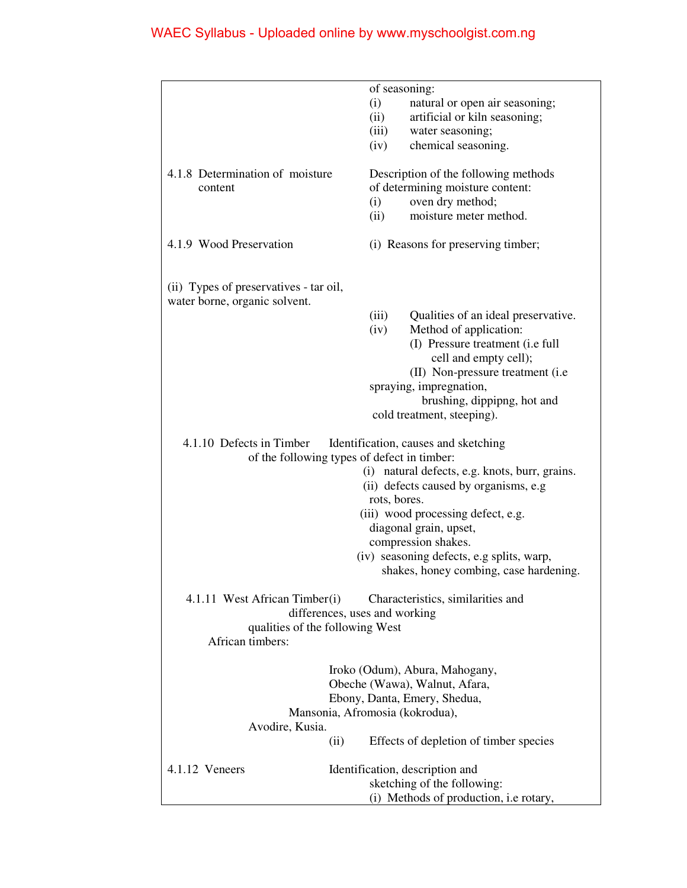| | |
|---|---|
| | of seasoning:<br>(i) natural or open air seasoning;<br>(ii) artificial or kiln seasoning;<br>(iii) water seasoning;<br>(iv) chemical seasoning. |
| 4.1.8 Determination of moisture content | Description of the following methods of determining moisture content:<br>(i) oven dry method;<br>(ii) moisture meter method. |
| 4.1.9 Wood Preservation | (i) Reasons for preserving timber;<br>(ii) Types of preservatives - tar oil, water borne, organic solvent.<br>(iii) Qualities of an ideal preservative.<br>(iv) Method of application:<br>(I) Pressure treatment (i.e full cell and empty cell);<br>(II) Non-pressure treatment (i.e spraying, impregnation, brushing, dippipng, hot and cold treatment, steeping). |
| 4.1.10 Defects in Timber | Identification, causes and sketching of the following types of defect in timber:<br>(i) natural defects, e.g. knots, burr, grains.<br>(ii) defects caused by organisms, e.g rots, bores.<br>(iii) wood processing defect, e.g. diagonal grain, upset, compression shakes.<br>(iv) seasoning defects, e.g splits, warp, shakes, honey combing, case hardening. |
| 4.1.11 West African Timber | (i) Characteristics, similarities and differences, uses and working qualities of the following West African timbers:<br><br>Iroko (Odum), Abura, Mahogany, Obeche (Wawa), Walnut, Afara, Ebony, Danta, Emery, Shedua, Mansonia, Afromosia (kokrodua), Avodire, Kusia.<br>(ii) Effects of depletion of timber species |
| 4.1.12 Veneers | Identification, description and sketching of the following:<br>(i) Methods of production, i.e rotary, |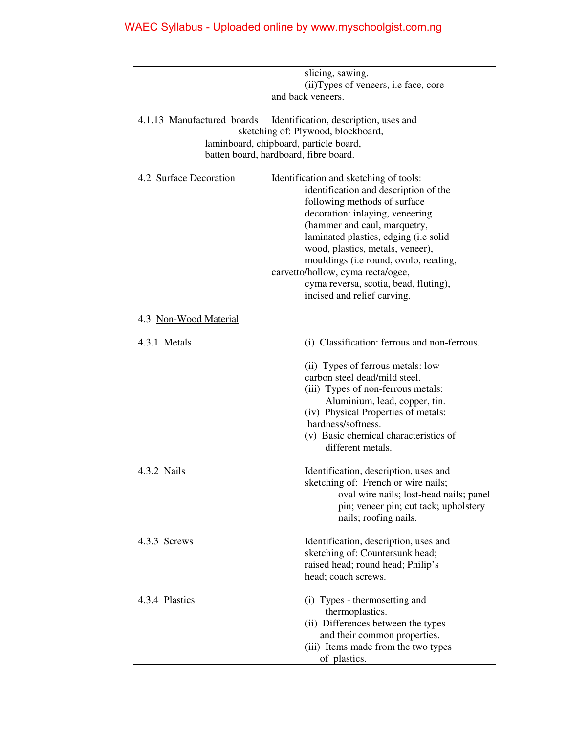| | |
|---|---|
| | slicing, sawing.<br>(ii)Types of veneers, i.e face, core and back veneers. |
| 4.1.13 Manufactured boards | Identification, description, uses and sketching of: Plywood, blockboard, laminboard, chipboard, particle board, batten board, hardboard, fibre board. |
| 4.2 Surface Decoration | Identification and sketching of tools: identification and description of the following methods of surface decoration: inlaying, veneering (hammer and caul, marquetry, laminated plastics, edging (i.e solid wood, plastics, metals, veneer), mouldings (i.e round, ovolo, reeding, carvetto/hollow, cyma recta/ogee, cyma reversa, scotia, bead, fluting), incised and relief carving. |
| 4.3 <u>Non-Wood Material</u> | |
| 4.3.1 Metals | (i) Classification: ferrous and non-ferrous.<br><br>(ii) Types of ferrous metals: low carbon steel dead/mild steel.<br>(iii) Types of non-ferrous metals: Aluminium, lead, copper, tin.<br>(iv) Physical Properties of metals: hardness/softness.<br>(v) Basic chemical characteristics of different metals. |
| 4.3.2 Nails | Identification, description, uses and sketching of: French or wire nails; oval wire nails; lost-head nails; panel pin; veneer pin; cut tack; upholstery nails; roofing nails. |
| 4.3.3 Screws | Identification, description, uses and sketching of: Countersunk head; raised head; round head; Philip's head; coach screws. |
| 4.3.4 Plastics | (i) Types - thermosetting and thermoplastics.<br>(ii) Differences between the types and their common properties.<br>(iii) Items made from the two types of plastics. |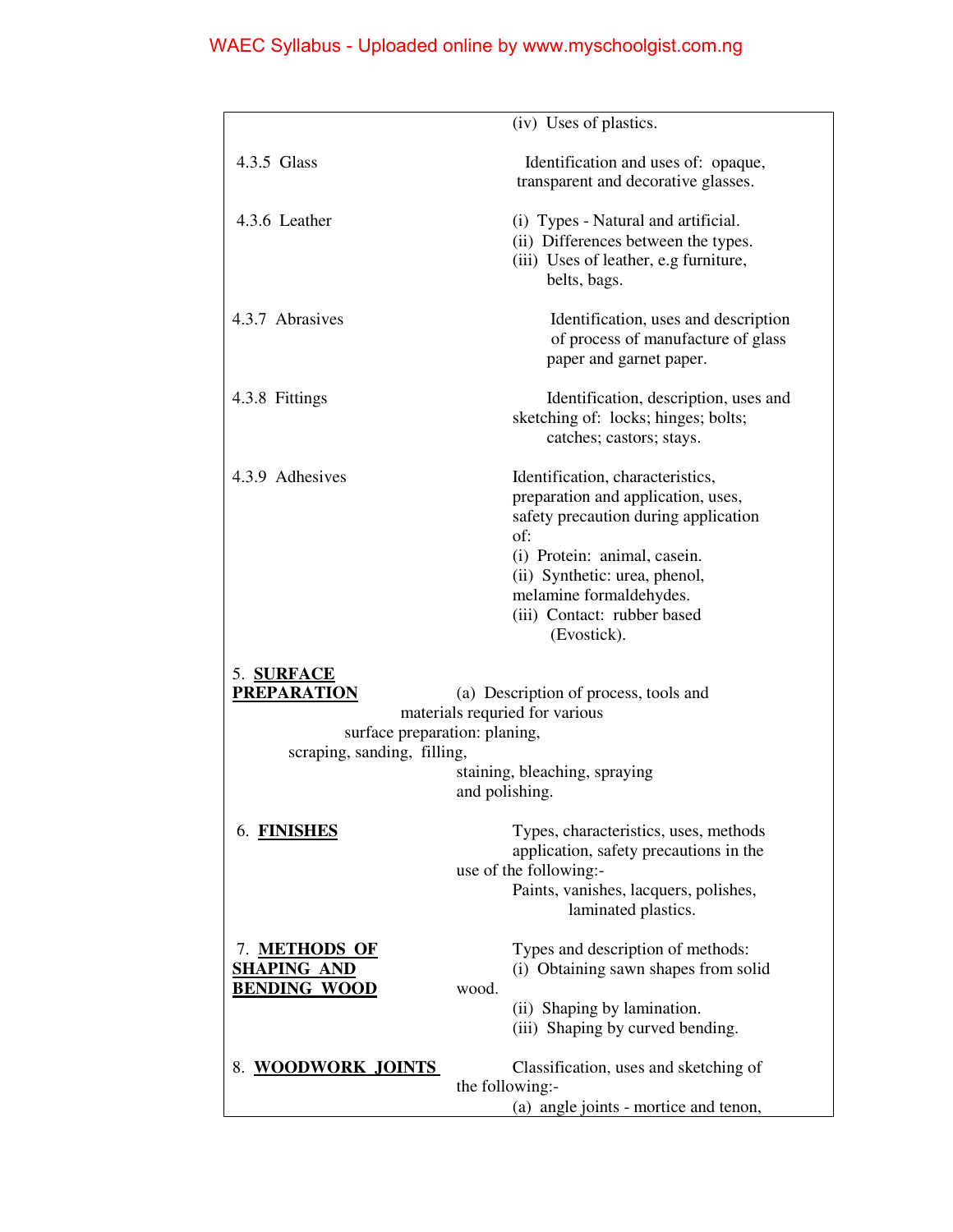| | |
|---|---|
| | (iv) Uses of plastics. |
| 4.3.5 Glass | Identification and uses of: opaque, transparent and decorative glasses. |
| 4.3.6 Leather | (i) Types - Natural and artificial.<br>(ii) Differences between the types.<br>(iii) Uses of leather, e.g furniture, belts, bags. |
| 4.3.7 Abrasives | Identification, uses and description of process of manufacture of glass paper and garnet paper. |
| 4.3.8 Fittings | Identification, description, uses and sketching of: locks; hinges; bolts; catches; castors; stays. |
| 4.3.9 Adhesives | Identification, characteristics, preparation and application, uses, safety precaution during application of:<br>(i) Protein: animal, casein.<br>(ii) Synthetic: urea, phenol, melamine formaldehydes.<br>(iii) Contact: rubber based (Evostick). |
| 5. **SURFACE PREPARATION** | (a) Description of process, tools and materials requried for various surface preparation: planing, scraping, sanding, filling, staining, bleaching, spraying and polishing. |
| 6. **FINISHES** | Types, characteristics, uses, methods application, safety precautions in the use of the following:-<br>Paints, vanishes, lacquers, polishes, laminated plastics. |
| 7. **METHODS OF SHAPING AND BENDING WOOD** | Types and description of methods:<br>(i) Obtaining sawn shapes from solid wood.<br>(ii) Shaping by lamination.<br>(iii) Shaping by curved bending. |
| 8. **WOODWORK JOINTS** | Classification, uses and sketching of the following:-<br>(a) angle joints - mortice and tenon, |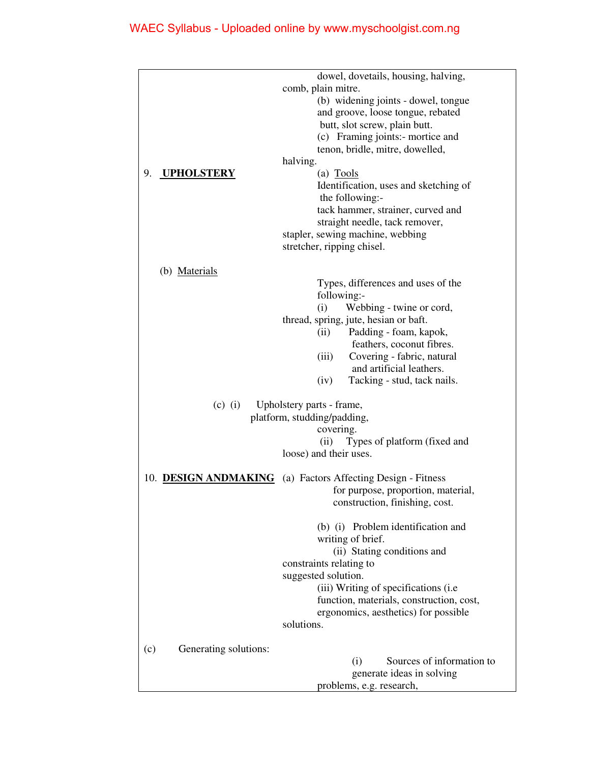| | |
|---|---|
| | dowel, dovetails, housing, halving, comb, plain mitre. |
| | (b) widening joints - dowel, tongue and groove, loose tongue, rebated butt, slot screw, plain butt. |
| | (c) Framing joints:- mortice and tenon, bridle, mitre, dowelled, halving. |
| 9. **UPHOLSTERY** | (a) Tools<br>Identification, uses and sketching of the following:-<br>tack hammer, strainer, curved and straight needle, tack remover, stapler, sewing machine, webbing stretcher, ripping chisel. |
| (b) Materials | Types, differences and uses of the following:-<br>(i) Webbing - twine or cord, thread, spring, jute, hesian or baft.<br>(ii) Padding - foam, kapok, feathers, coconut fibres.<br>(iii) Covering - fabric, natural and artificial leathers.<br>(iv) Tacking - stud, tack nails. |
| | (c) (i) Upholstery parts - frame, platform, studding/padding, covering.<br>(ii) Types of platform (fixed and loose) and their uses. |
| 10. **DESIGN ANDMAKING** | (a) Factors Affecting Design - Fitness for purpose, proportion, material, construction, finishing, cost. |
| | (b) (i) Problem identification and writing of brief.<br>(ii) Stating conditions and constraints relating to suggested solution.<br>(iii) Writing of specifications (i.e function, materials, construction, cost, ergonomics, aesthetics) for possible solutions. |
| (c) Generating solutions: | (i) Sources of information to generate ideas in solving problems, e.g. research, |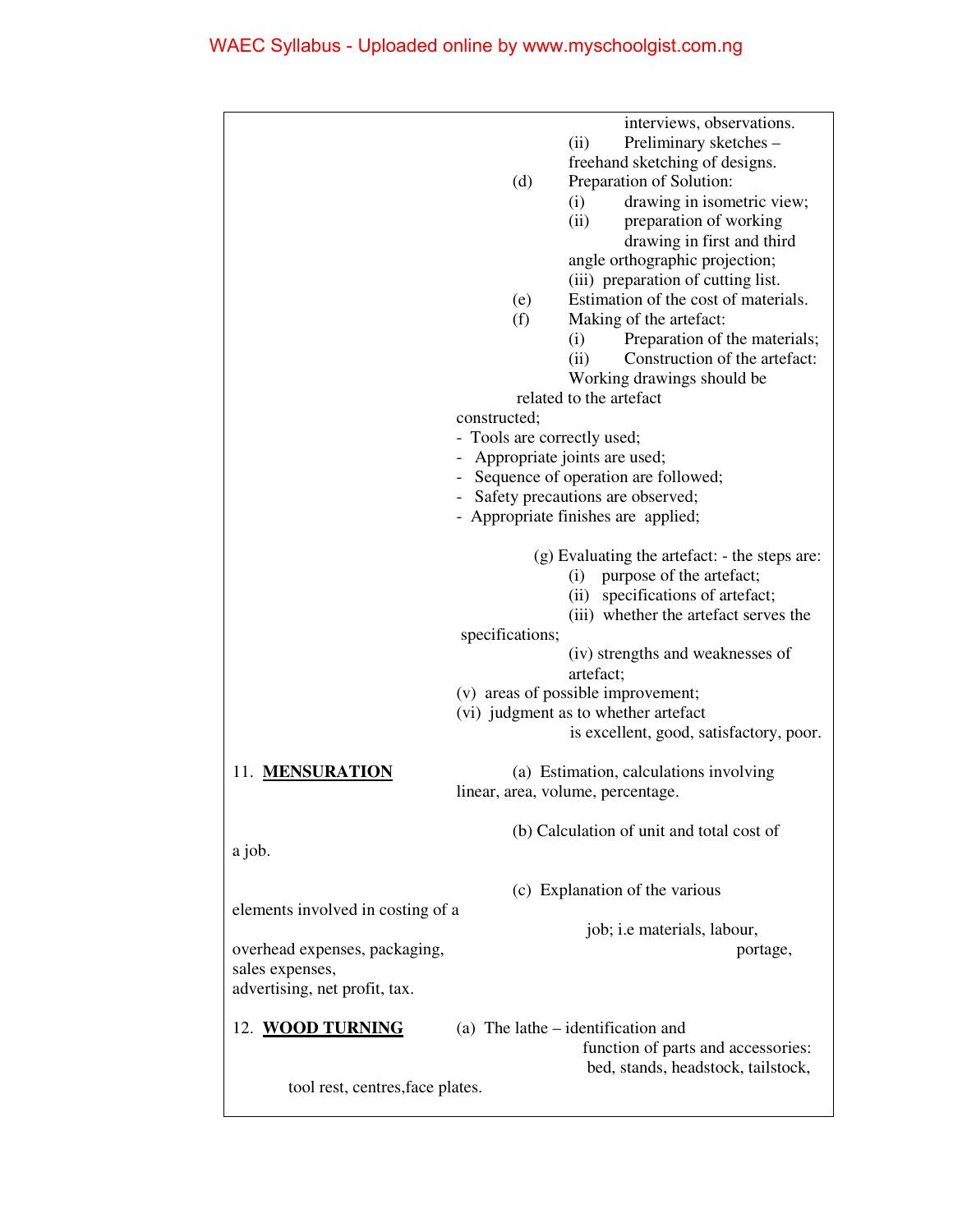interviews, observations.

(ii) Preliminary sketches – freehand sketching of designs.

(d) Preparation of Solution:
   (i) drawing in isometric view;
   (ii) preparation of working drawing in first and third angle orthographic projection;
   (iii) preparation of cutting list.

(e) Estimation of the cost of materials.

(f) Making of the artefact:
   (i) Preparation of the materials;
   (ii) Construction of the artefact: Working drawings should be related to the artefact constructed;
   - Tools are correctly used;
   - Appropriate joints are used;
   - Sequence of operation are followed;
   - Safety precautions are observed;
   - Appropriate finishes are applied;

(g) Evaluating the artefact: - the steps are:
   (i) purpose of the artefact;
   (ii) specifications of artefact;
   (iii) whether the artefact serves the specifications;
   (iv) strengths and weaknesses of artefact;
   (v) areas of possible improvement;
   (vi) judgment as to whether artefact is excellent, good, satisfactory, poor.

11. **MENSURATION**

(a) Estimation, calculations involving linear, area, volume, percentage.

(b) Calculation of unit and total cost of a job.

(c) Explanation of the various elements involved in costing of a job; i.e materials, labour, overhead expenses, packaging, portage, sales expenses, advertising, net profit, tax.

12. **WOOD TURNING**

(a) The lathe – identification and function of parts and accessories: bed, stands, headstock, tailstock, tool rest, centres,face plates.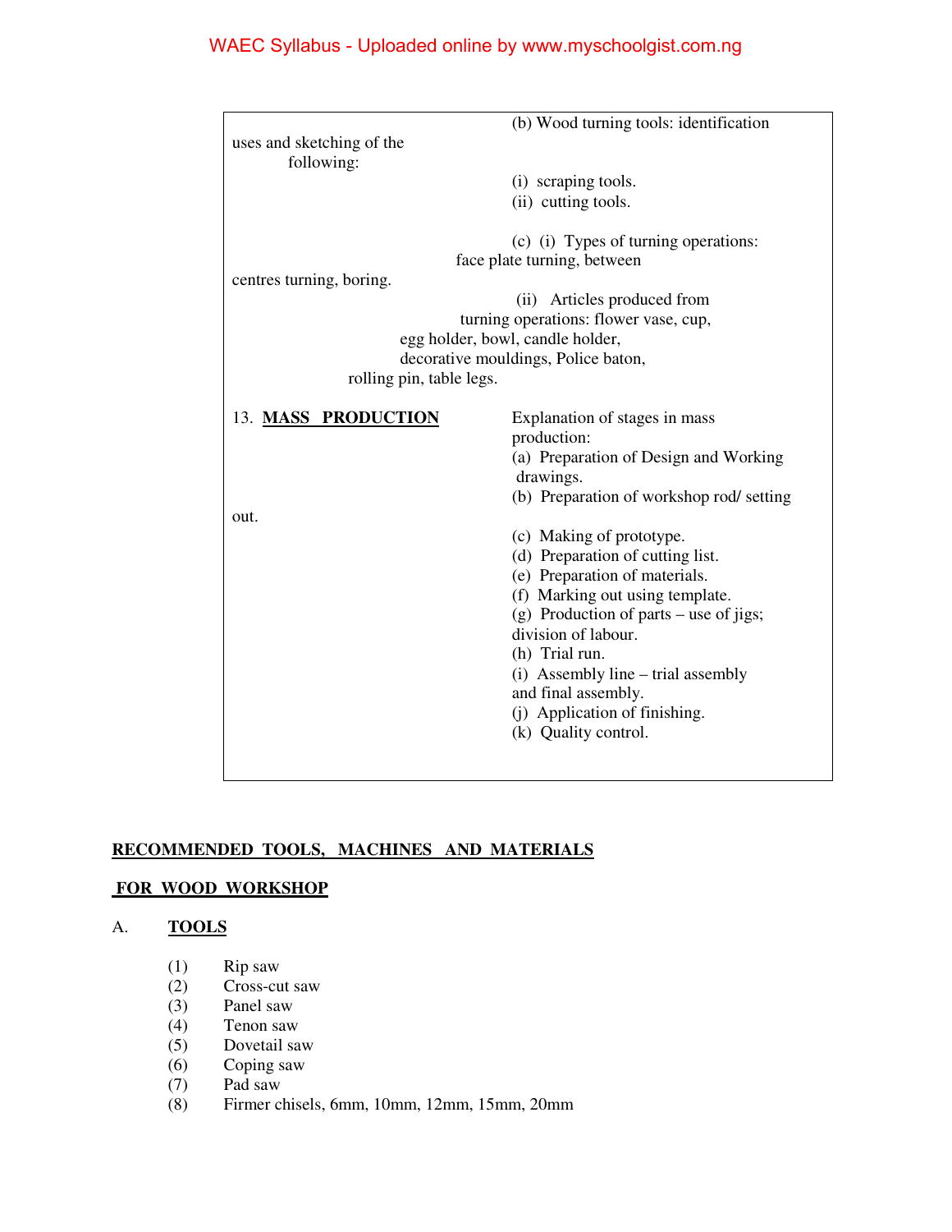| | |
|---|---|
| | (b) Wood turning tools: identification uses and sketching of the following:<br>(i) scraping tools.<br>(ii) cutting tools.<br><br>(c) (i) Types of turning operations: face plate turning, between centres turning, boring.<br>(ii) Articles produced from turning operations: flower vase, cup, egg holder, bowl, candle holder, decorative mouldings, Police baton, rolling pin, table legs. |
| 13. **MASS PRODUCTION** | Explanation of stages in mass production:<br>(a) Preparation of Design and Working drawings.<br>(b) Preparation of workshop rod/ setting out.<br>(c) Making of prototype.<br>(d) Preparation of cutting list.<br>(e) Preparation of materials.<br>(f) Marking out using template.<br>(g) Production of parts – use of jigs; division of labour.<br>(h) Trial run.<br>(i) Assembly line – trial assembly and final assembly.<br>(j) Application of finishing.<br>(k) Quality control. |

## RECOMMENDED TOOLS, MACHINES AND MATERIALS FOR WOOD WORKSHOP

### A. TOOLS

(1) Rip saw
(2) Cross-cut saw
(3) Panel saw
(4) Tenon saw
(5) Dovetail saw
(6) Coping saw
(7) Pad saw
(8) Firmer chisels, 6mm, 10mm, 12mm, 15mm, 20mm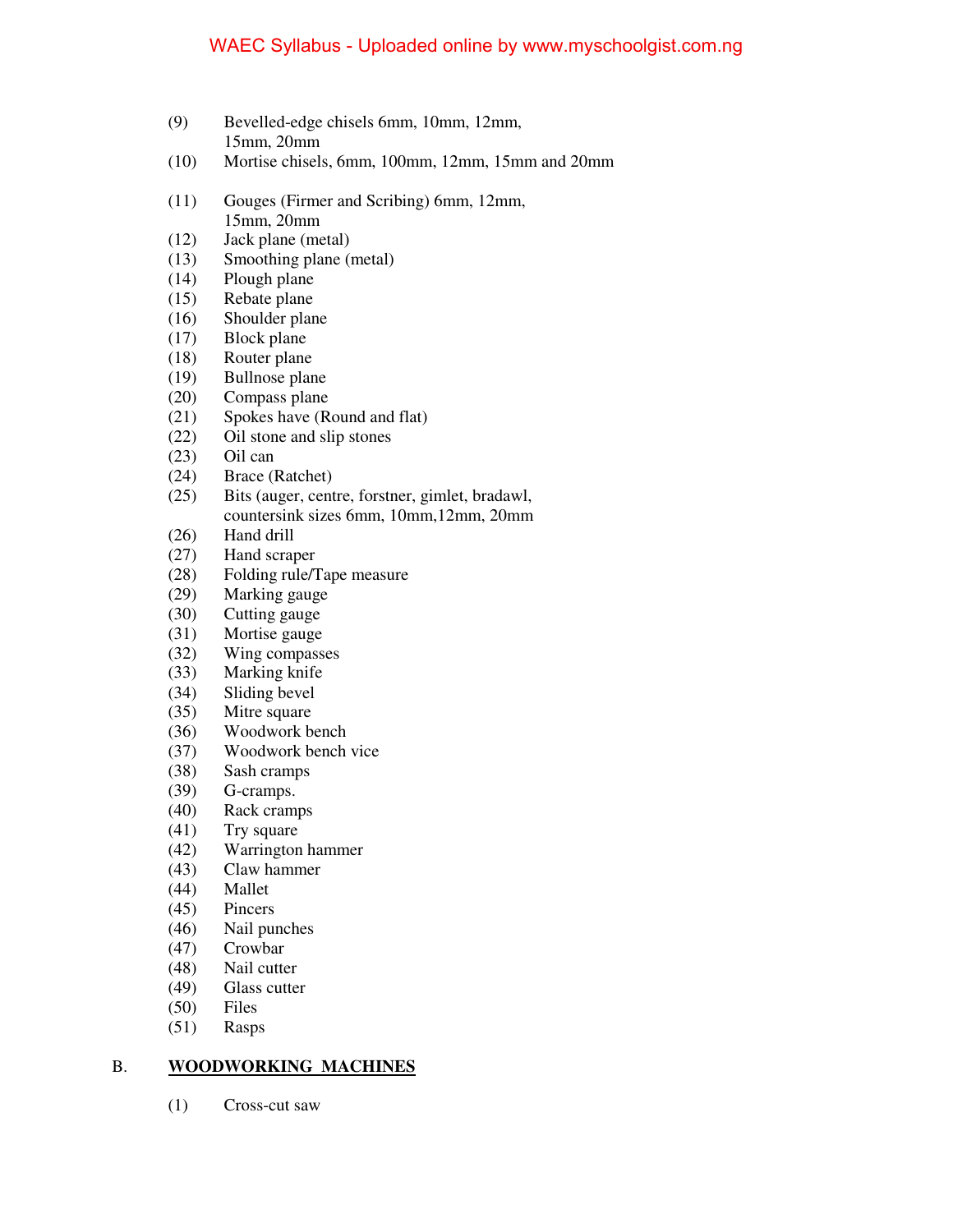(9) Bevelled-edge chisels 6mm, 10mm, 12mm, 15mm, 20mm

(10) Mortise chisels, 6mm, 100mm, 12mm, 15mm and 20mm

(11) Gouges (Firmer and Scribing) 6mm, 12mm, 15mm, 20mm

(12) Jack plane (metal)

(13) Smoothing plane (metal)

(14) Plough plane

(15) Rebate plane

(16) Shoulder plane

(17) Block plane

(18) Router plane

(19) Bullnose plane

(20) Compass plane

(21) Spokes have (Round and flat)

(22) Oil stone and slip stones

(23) Oil can

(24) Brace (Ratchet)

(25) Bits (auger, centre, forstner, gimlet, bradawl, countersink sizes 6mm, 10mm,12mm, 20mm

(26) Hand drill

(27) Hand scraper

(28) Folding rule/Tape measure

(29) Marking gauge

(30) Cutting gauge

(31) Mortise gauge

(32) Wing compasses

(33) Marking knife

(34) Sliding bevel

(35) Mitre square

(36) Woodwork bench

(37) Woodwork bench vice

(38) Sash cramps

(39) G-cramps.

(40) Rack cramps

(41) Try square

(42) Warrington hammer

(43) Claw hammer

(44) Mallet

(45) Pincers

(46) Nail punches

(47) Crowbar

(48) Nail cutter

(49) Glass cutter

(50) Files

(51) Rasps

## B. WOODWORKING MACHINES

(1) Cross-cut saw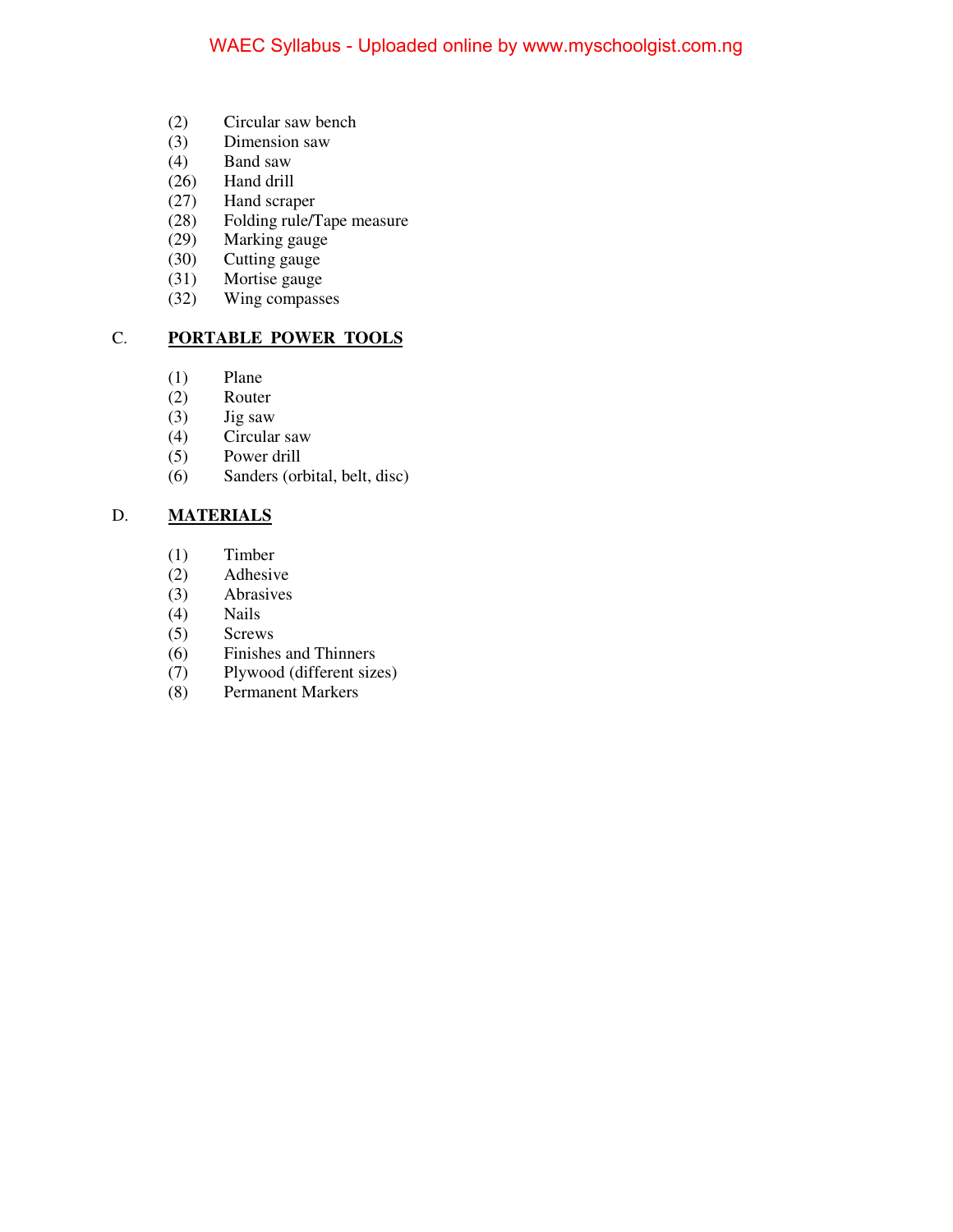(2) Circular saw bench
(3) Dimension saw
(4) Band saw
(26) Hand drill
(27) Hand scraper
(28) Folding rule/Tape measure
(29) Marking gauge
(30) Cutting gauge
(31) Mortise gauge
(32) Wing compasses

C. **PORTABLE POWER TOOLS**

(1) Plane
(2) Router
(3) Jig saw
(4) Circular saw
(5) Power drill
(6) Sanders (orbital, belt, disc)

D. **MATERIALS**

(1) Timber
(2) Adhesive
(3) Abrasives
(4) Nails
(5) Screws
(6) Finishes and Thinners
(7) Plywood (different sizes)
(8) Permanent Markers